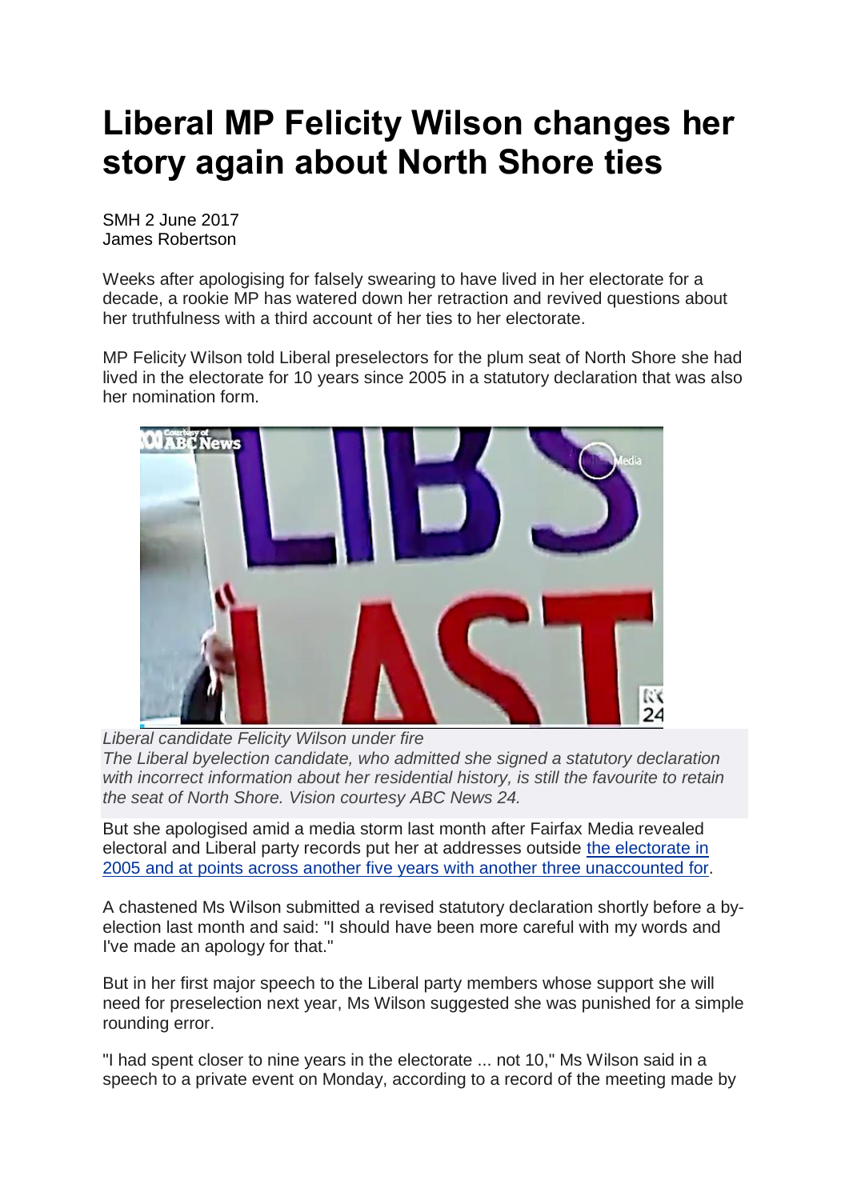# Liberal MP Felicity Wilson changes her story again about North Shore ties

SMH 2 June 2017
James Robertson

Weeks after apologising for falsely swearing to have lived in her electorate for a decade, a rookie MP has watered down her retraction and revived questions about her truthfulness with a third account of her ties to her electorate.

MP Felicity Wilson told Liberal preselectors for the plum seat of North Shore she had lived in the electorate for 10 years since 2005 in a statutory declaration that was also her nomination form.

*Liberal candidate Felicity Wilson under fire*
*The Liberal byelection candidate, who admitted she signed a statutory declaration with incorrect information about her residential history, is still the favourite to retain the seat of North Shore. Vision courtesy ABC News 24.*

But she apologised amid a media storm last month after Fairfax Media revealed electoral and Liberal party records put her at addresses outside the electorate in 2005 and at points across another five years with another three unaccounted for.

A chastened Ms Wilson submitted a revised statutory declaration shortly before a by-election last month and said: "I should have been more careful with my words and I've made an apology for that."

But in her first major speech to the Liberal party members whose support she will need for preselection next year, Ms Wilson suggested she was punished for a simple rounding error.

"I had spent closer to nine years in the electorate ... not 10," Ms Wilson said in a speech to a private event on Monday, according to a record of the meeting made by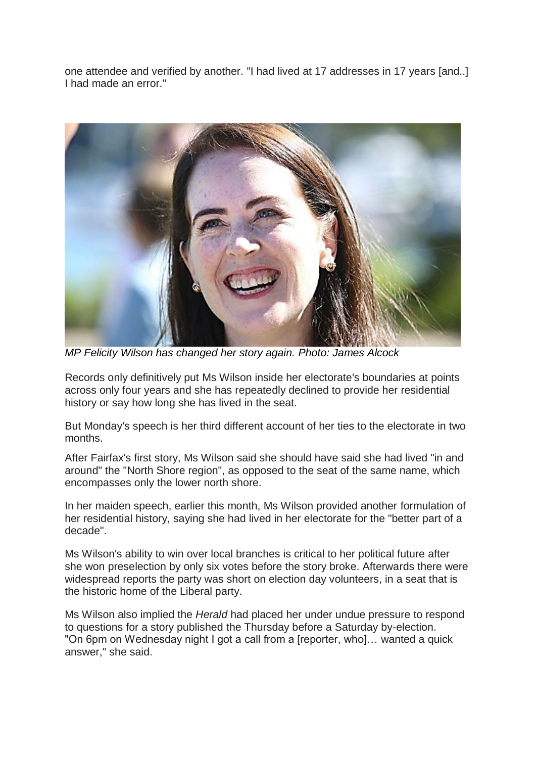one attendee and verified by another. "I had lived at 17 addresses in 17 years [and..] I had made an error."

*MP Felicity Wilson has changed her story again. Photo: James Alcock*

Records only definitively put Ms Wilson inside her electorate's boundaries at points across only four years and she has repeatedly declined to provide her residential history or say how long she has lived in the seat.

But Monday's speech is her third different account of her ties to the electorate in two months.

After Fairfax's first story, Ms Wilson said she should have said she had lived "in and around" the "North Shore region", as opposed to the seat of the same name, which encompasses only the lower north shore.

In her maiden speech, earlier this month, Ms Wilson provided another formulation of her residential history, saying she had lived in her electorate for the "better part of a decade".

Ms Wilson's ability to win over local branches is critical to her political future after she won preselection by only six votes before the story broke. Afterwards there were widespread reports the party was short on election day volunteers, in a seat that is the historic home of the Liberal party.

Ms Wilson also implied the *Herald* had placed her under undue pressure to respond to questions for a story published the Thursday before a Saturday by-election. "On 6pm on Wednesday night I got a call from a [reporter, who]… wanted a quick answer," she said.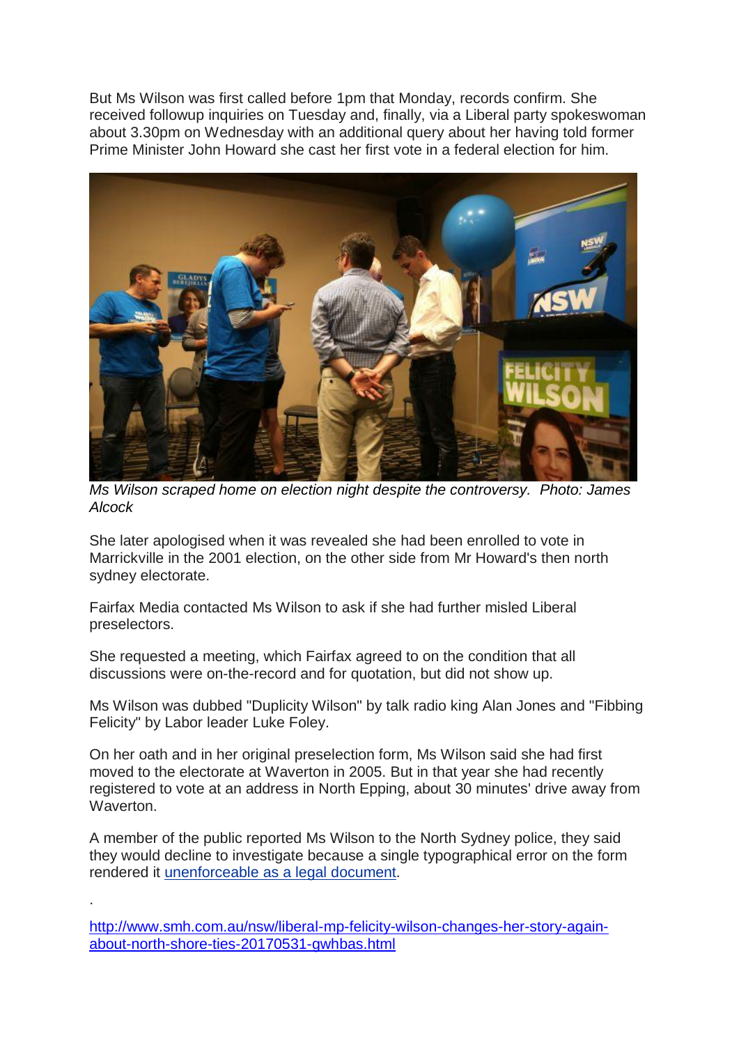But Ms Wilson was first called before 1pm that Monday, records confirm. She received followup inquiries on Tuesday and, finally, via a Liberal party spokeswoman about 3.30pm on Wednesday with an additional query about her having told former Prime Minister John Howard she cast her first vote in a federal election for him.

*Ms Wilson scraped home on election night despite the controversy. Photo: James Alcock*

She later apologised when it was revealed she had been enrolled to vote in Marrickville in the 2001 election, on the other side from Mr Howard's then north sydney electorate.

Fairfax Media contacted Ms Wilson to ask if she had further misled Liberal preselectors.

She requested a meeting, which Fairfax agreed to on the condition that all discussions were on-the-record and for quotation, but did not show up.

Ms Wilson was dubbed "Duplicity Wilson" by talk radio king Alan Jones and "Fibbing Felicity" by Labor leader Luke Foley.

On her oath and in her original preselection form, Ms Wilson said she had first moved to the electorate at Waverton in 2005. But in that year she had recently registered to vote at an address in North Epping, about 30 minutes' drive away from Waverton.

A member of the public reported Ms Wilson to the North Sydney police, they said they would decline to investigate because a single typographical error on the form rendered it [unenforceable as a legal document](#).

.

[http://www.smh.com.au/nsw/liberal-mp-felicity-wilson-changes-her-story-again-about-north-shore-ties-20170531-gwhbas.html](http://www.smh.com.au/nsw/liberal-mp-felicity-wilson-changes-her-story-again-about-north-shore-ties-20170531-gwhbas.html)